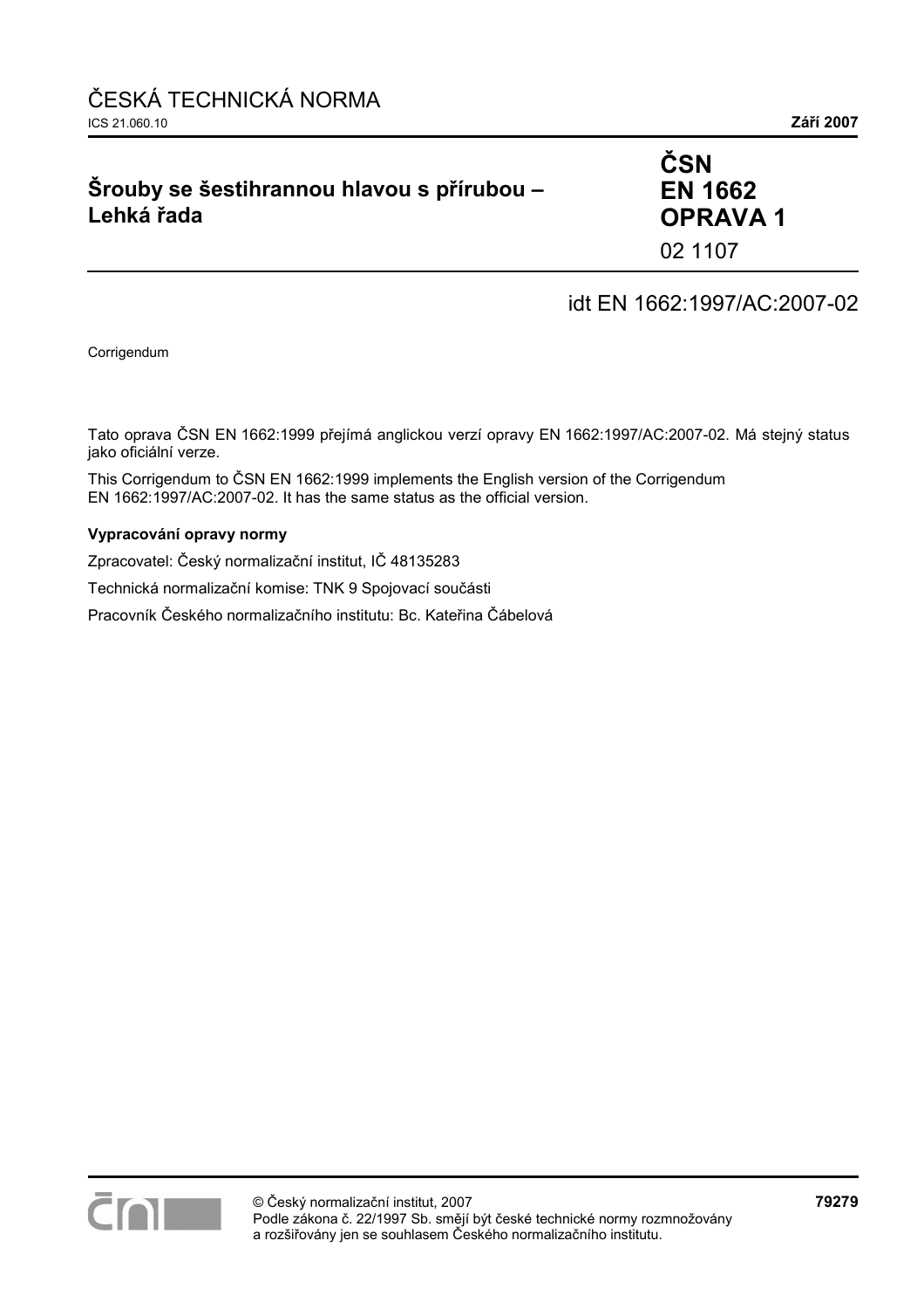ČESKÁ TECHNICKÁ NORMA

ICS 21.060.10 **Září 2007**

# Šrouby se šestihrannou hlavou s přírubou – Lehká řada

**ČSN EN 1662 OPRAVA 1**

02 1107

idt EN 1662:1997/AC:2007-02

Corrigendum

Tato oprava ČSN EN 1662:1999 přejímá anglickou verzí opravy EN 1662:1997/AC:2007-02. Má stejný status jako oficiální verze.

This Corrigendum to ČSN EN 1662:1999 implements the English version of the Corrigendum EN 1662:1997/AC:2007-02. It has the same status as the official version.

**Vypracování opravy normy**

Zpracovatel: Český normalizační institut, IČ 48135283

Technická normalizační komise: TNK 9 Spojovací součásti

Pracovník Českého normalizačního institutu: Bc. Kateřina Čábelová

© Český normalizační institut, 2007
Podle zákona č. 22/1997 Sb. smějí být české technické normy rozmnožovány a rozšiřovány jen se souhlasem Českého normalizačního institutu.

**79279**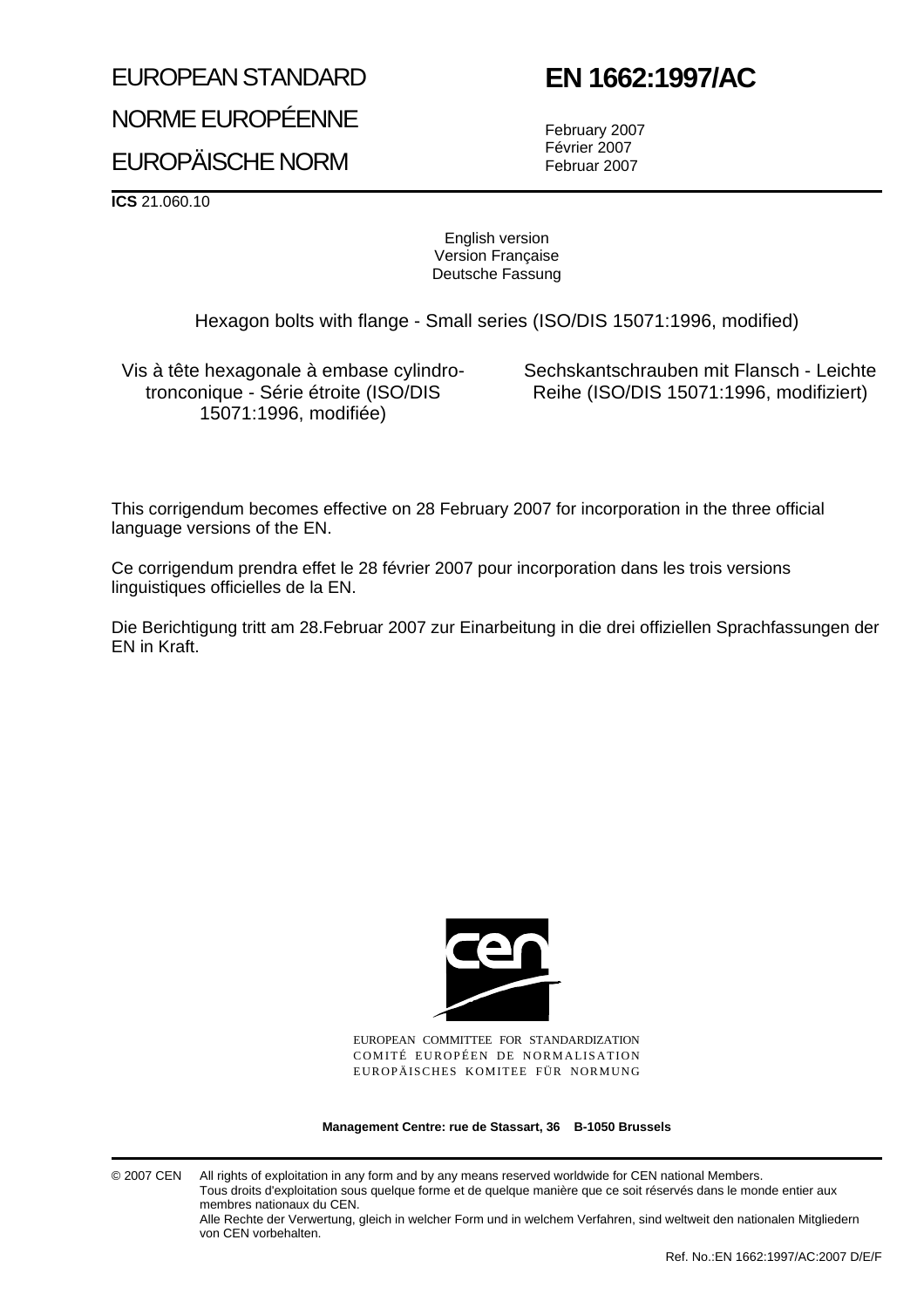# EUROPEAN STANDARD

# NORME EUROPÉENNE

# EUROPÄISCHE NORM

# EN 1662:1997/AC

February 2007
Février 2007
Februar 2007

**ICS** 21.060.10

English version
Version Française
Deutsche Fassung

Hexagon bolts with flange - Small series (ISO/DIS 15071:1996, modified)

Vis à tête hexagonale à embase cylindro-tronconique - Série étroite (ISO/DIS 15071:1996, modifiée)

Sechskantschrauben mit Flansch - Leichte Reihe (ISO/DIS 15071:1996, modifiziert)

This corrigendum becomes effective on 28 February 2007 for incorporation in the three official language versions of the EN.

Ce corrigendum prendra effet le 28 février 2007 pour incorporation dans les trois versions linguistiques officielles de la EN.

Die Berichtigung tritt am 28.Februar 2007 zur Einarbeitung in die drei offiziellen Sprachfassungen der EN in Kraft.

EUROPEAN COMMITTEE FOR STANDARDIZATION
COMITÉ EUROPÉEN DE NORMALISATION
EUROPÄISCHES KOMITEE FÜR NORMUNG

**Management Centre: rue de Stassart, 36 B-1050 Brussels**

© 2007 CEN All rights of exploitation in any form and by any means reserved worldwide for CEN national Members.
Tous droits d'exploitation sous quelque forme et de quelque manière que ce soit réservés dans le monde entier aux membres nationaux du CEN.
Alle Rechte der Verwertung, gleich in welcher Form und in welchem Verfahren, sind weltweit den nationalen Mitgliedern von CEN vorbehalten.

Ref. No.:EN 1662:1997/AC:2007 D/E/F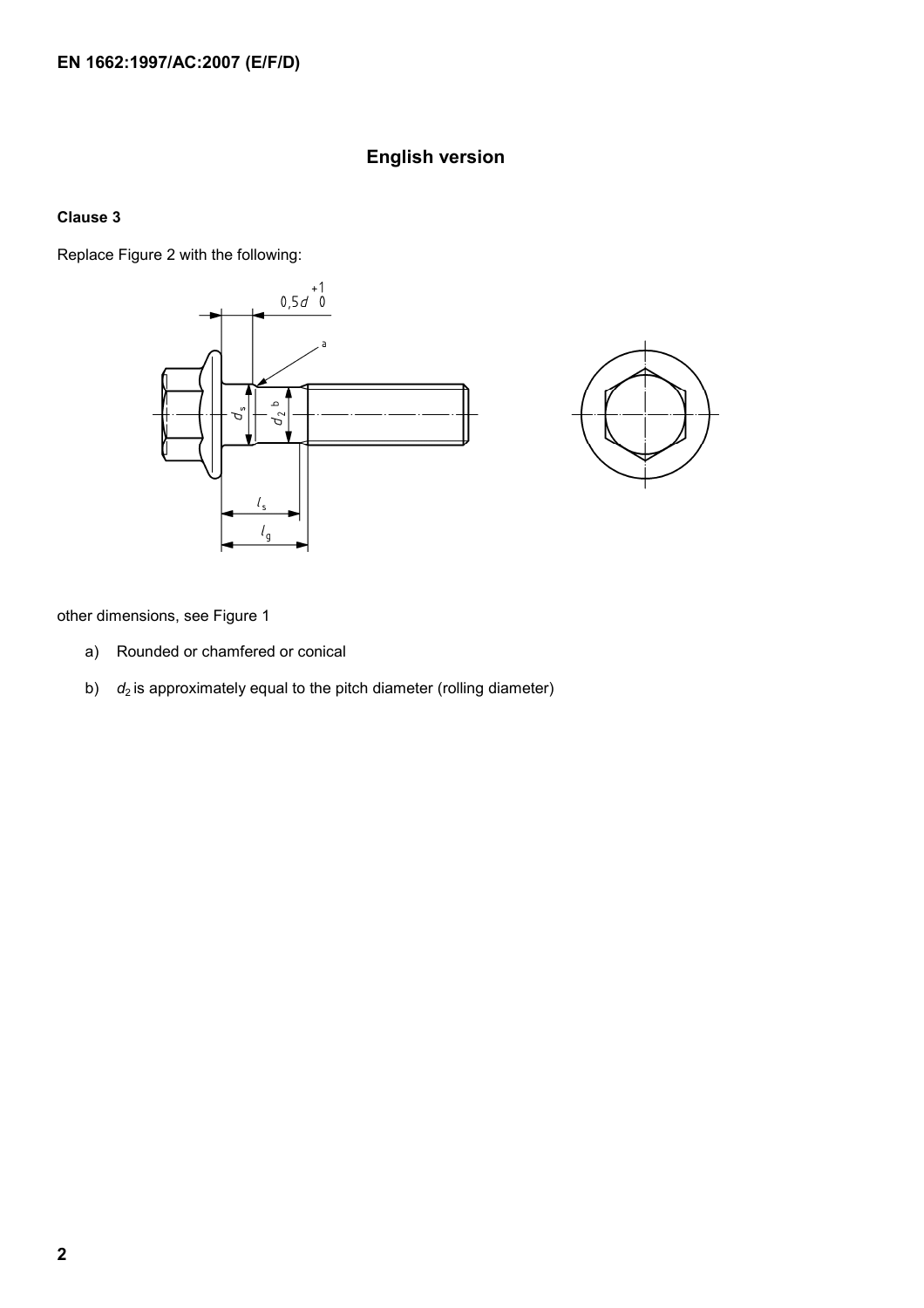## English version

**Clause 3**

Replace Figure 2 with the following:

other dimensions, see Figure 1

a) Rounded or chamfered or conical

b) $d_2$ is approximately equal to the pitch diameter (rolling diameter)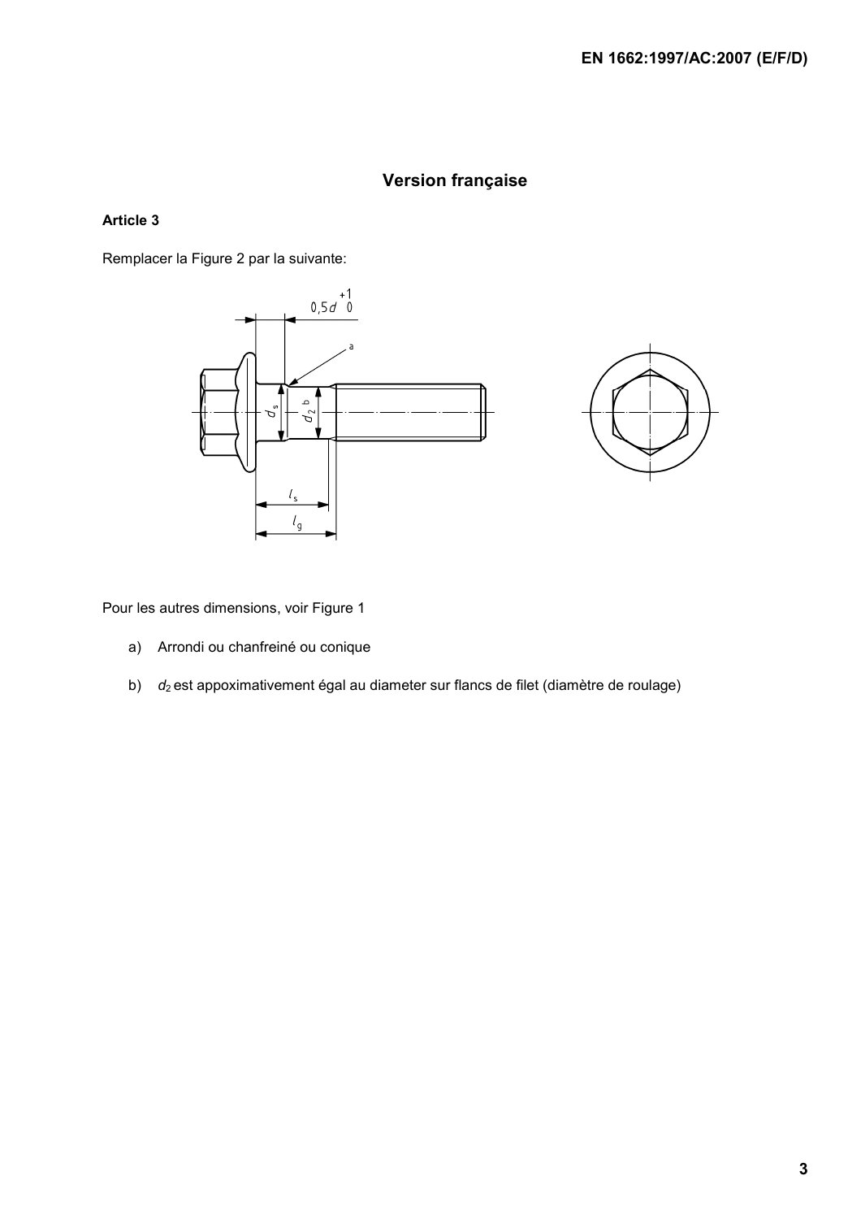## Version française

**Article 3**

Remplacer la Figure 2 par la suivante:

Pour les autres dimensions, voir Figure 1

a) Arrondi ou chanfreiné ou conique

b) $d_2$ est appoximativement égal au diameter sur flancs de filet (diamètre de roulage)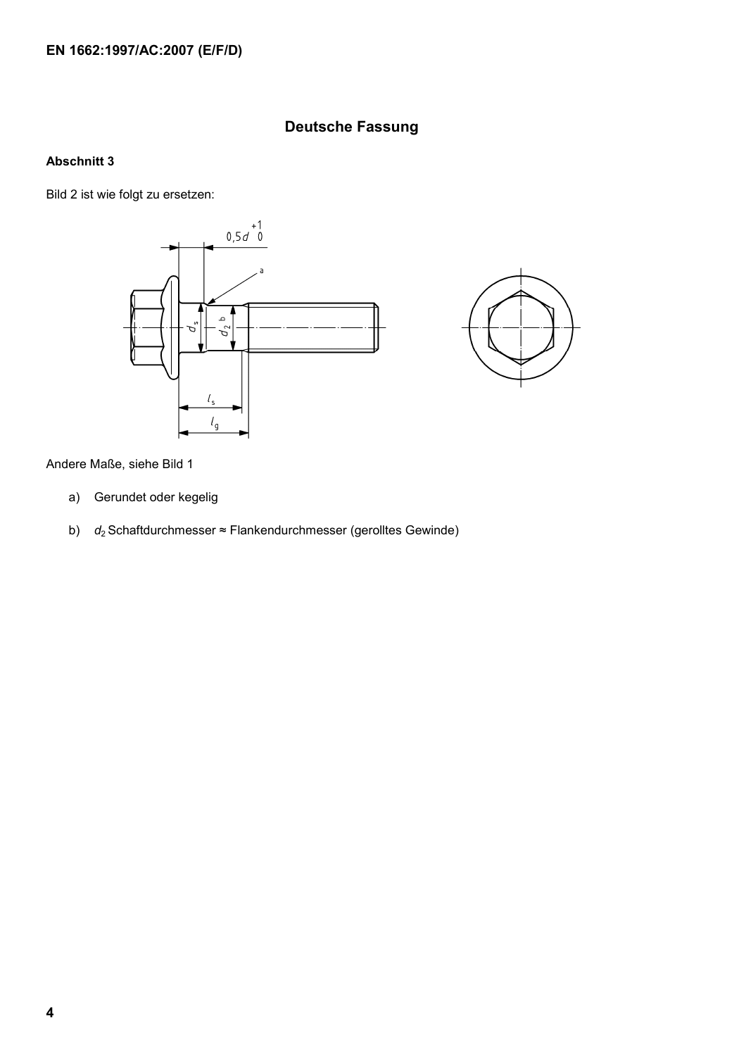## Deutsche Fassung

**Abschnitt 3**

Bild 2 ist wie folgt zu ersetzen:

Andere Maße, siehe Bild 1

a) Gerundet oder kegelig

b) $d_2$ Schaftdurchmesser ≈ Flankendurchmesser (gerolltes Gewinde)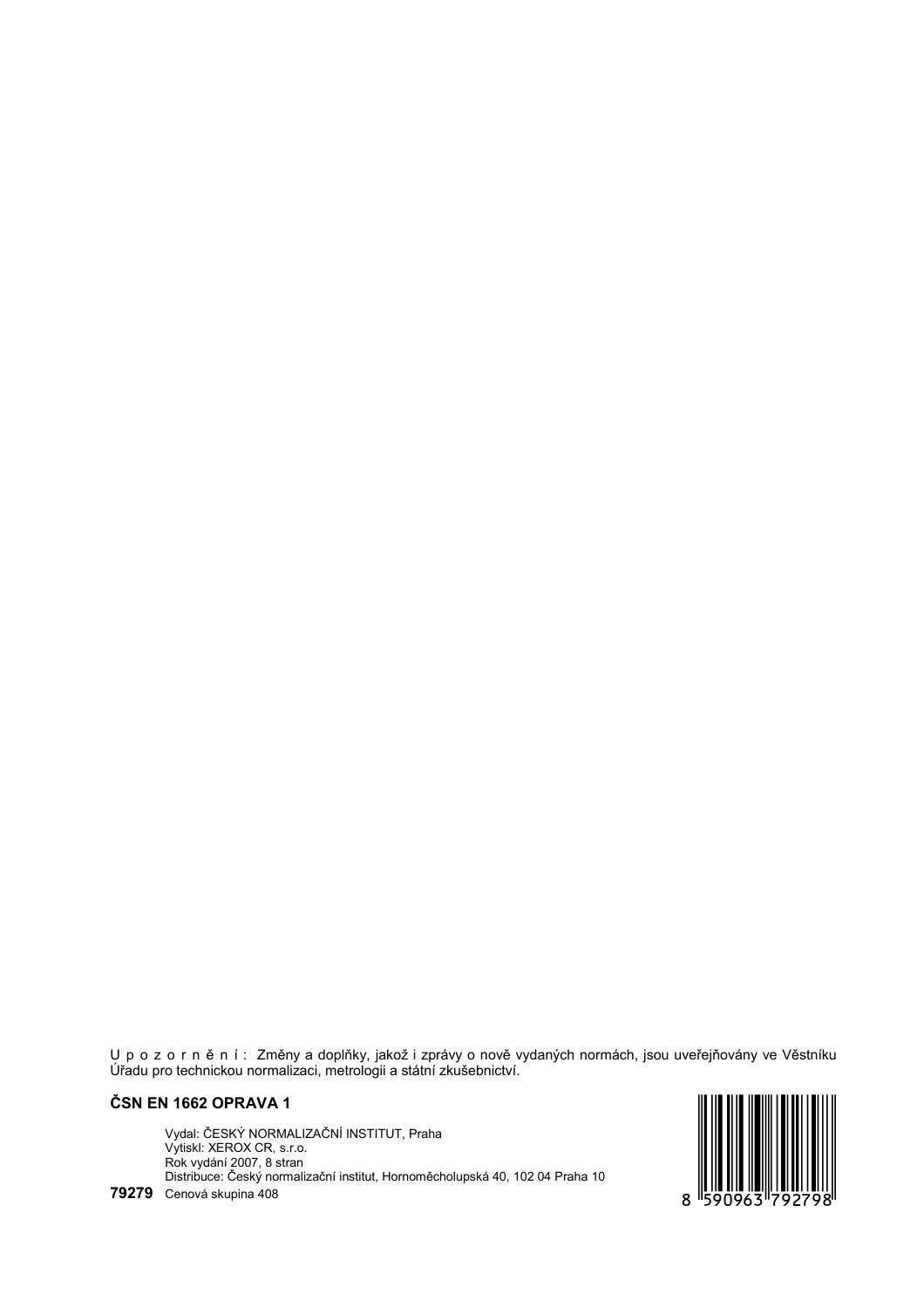U p o z o r n ě n í : Změny a doplňky, jakož i zprávy o nově vydaných normách, jsou uveřejňovány ve Věstníku Úřadu pro technickou normalizaci, metrologii a státní zkušebnictví.

**ČSN EN 1662 OPRAVA 1**

Vydal: ČESKÝ NORMALIZAČNÍ INSTITUT, Praha
Vytiskl: XEROX CR, s.r.o.
Rok vydání 2007, 8 stran
Distribuce: Český normalizační institut, Hornoměcholupská 40, 102 04 Praha 10

**79279** Cenová skupina 408

8 590963 792798